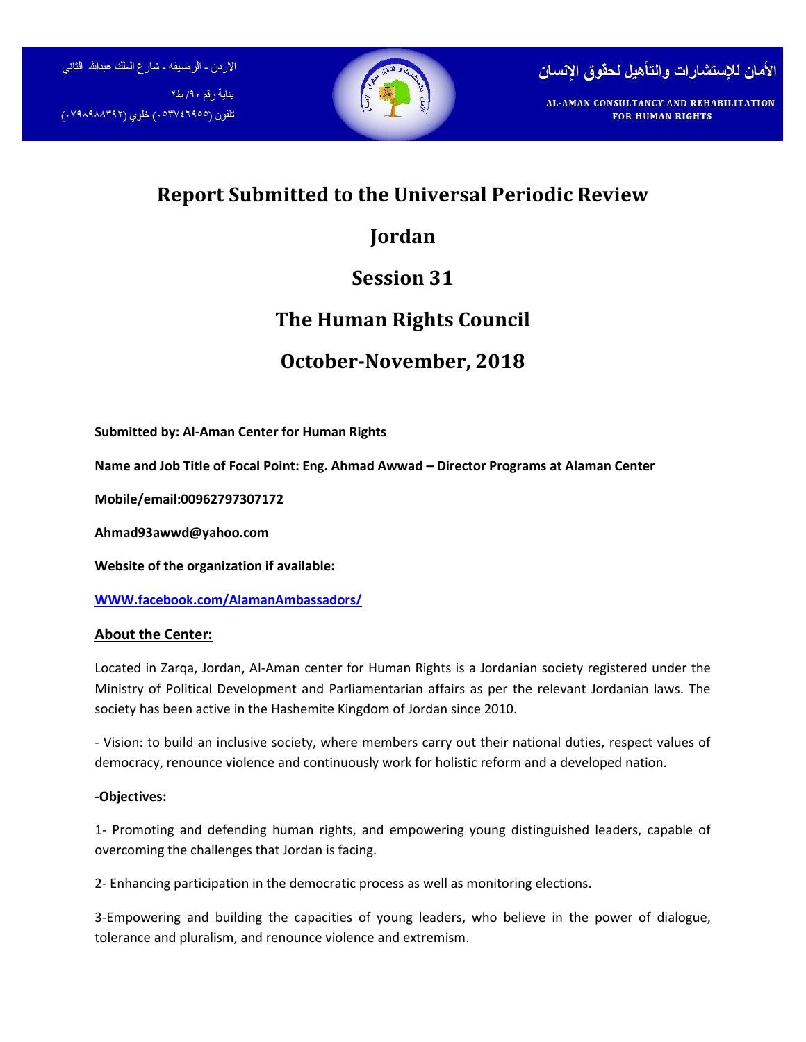الاردن - الرصيفه - شارع الملك عبدالله الثاني

بناية رقم ٩٠/ ط٢

تلفون (٠٥٣٧٤٦٩٥٥) خلوي (٠٧٩٨٩٨٨٣٩٢)

الأمان للإستشارات والتأهيل لحقوق الإنسان

AL-AMAN CONSULTANCY AND REHABILITATION FOR HUMAN RIGHTS

# Report Submitted to the Universal Periodic Review

# Jordan

# Session 31

# The Human Rights Council

# October-November, 2018

**Submitted by: Al-Aman Center for Human Rights**

**Name and Job Title of Focal Point: Eng. Ahmad Awwad – Director Programs at Alaman Center**

**Mobile/email:00962797307172**

**Ahmad93awwd@yahoo.com**

**Website of the organization if available:**

**[WWW.facebook.com/AlamanAmbassadors/](WWW.facebook.com/AlamanAmbassadors/)**

## About the Center:

Located in Zarqa, Jordan, Al-Aman center for Human Rights is a Jordanian society registered under the Ministry of Political Development and Parliamentarian affairs as per the relevant Jordanian laws. The society has been active in the Hashemite Kingdom of Jordan since 2010.

- Vision: to build an inclusive society, where members carry out their national duties, respect values of democracy, renounce violence and continuously work for holistic reform and a developed nation.

**-Objectives:**

1- Promoting and defending human rights, and empowering young distinguished leaders, capable of overcoming the challenges that Jordan is facing.

2- Enhancing participation in the democratic process as well as monitoring elections.

3-Empowering and building the capacities of young leaders, who believe in the power of dialogue, tolerance and pluralism, and renounce violence and extremism.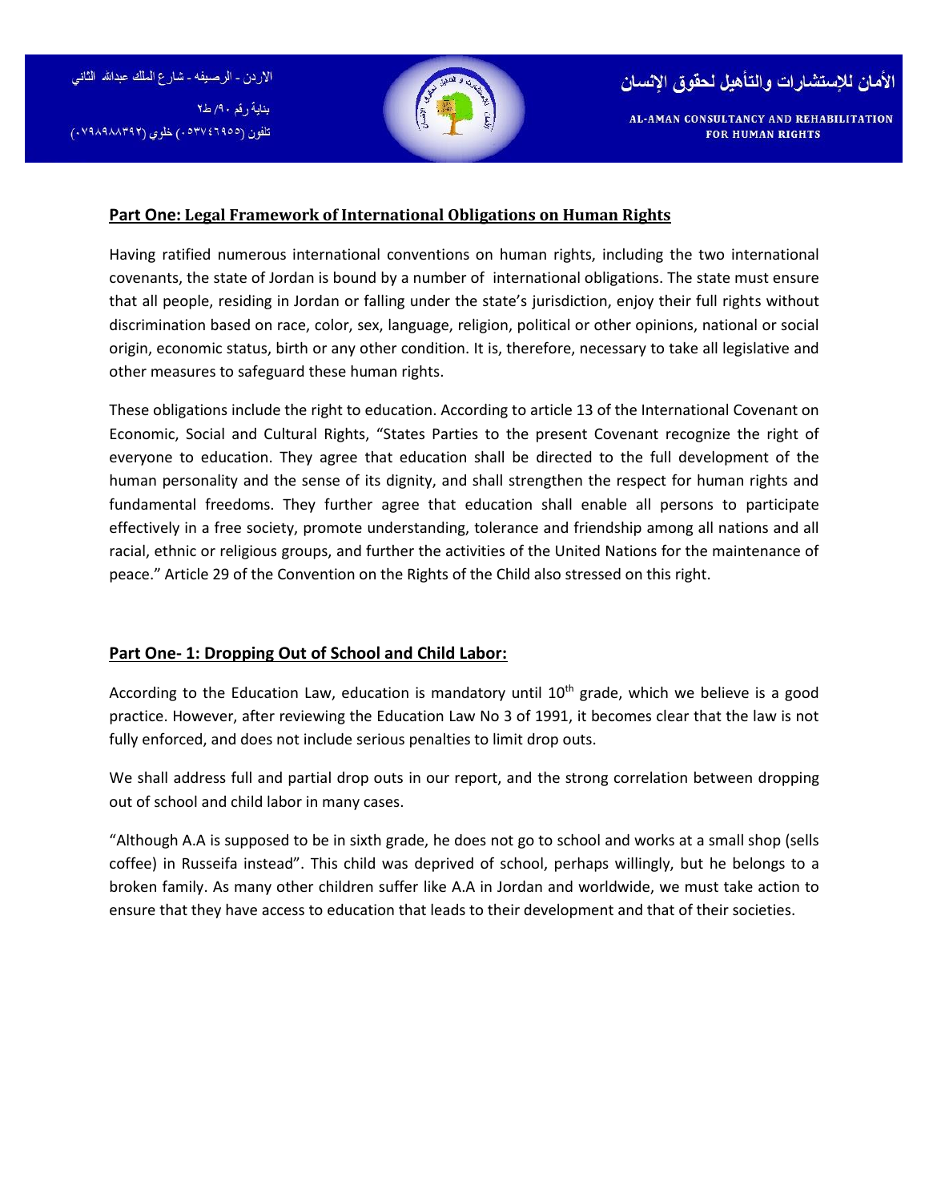## Part One: Legal Framework of International Obligations on Human Rights

Having ratified numerous international conventions on human rights, including the two international covenants, the state of Jordan is bound by a number of international obligations. The state must ensure that all people, residing in Jordan or falling under the state's jurisdiction, enjoy their full rights without discrimination based on race, color, sex, language, religion, political or other opinions, national or social origin, economic status, birth or any other condition. It is, therefore, necessary to take all legislative and other measures to safeguard these human rights.

These obligations include the right to education. According to article 13 of the International Covenant on Economic, Social and Cultural Rights, "States Parties to the present Covenant recognize the right of everyone to education. They agree that education shall be directed to the full development of the human personality and the sense of its dignity, and shall strengthen the respect for human rights and fundamental freedoms. They further agree that education shall enable all persons to participate effectively in a free society, promote understanding, tolerance and friendship among all nations and all racial, ethnic or religious groups, and further the activities of the United Nations for the maintenance of peace." Article 29 of the Convention on the Rights of the Child also stressed on this right.

## Part One- 1: Dropping Out of School and Child Labor:

According to the Education Law, education is mandatory until 10th grade, which we believe is a good practice. However, after reviewing the Education Law No 3 of 1991, it becomes clear that the law is not fully enforced, and does not include serious penalties to limit drop outs.

We shall address full and partial drop outs in our report, and the strong correlation between dropping out of school and child labor in many cases.

"Although A.A is supposed to be in sixth grade, he does not go to school and works at a small shop (sells coffee) in Russeifa instead". This child was deprived of school, perhaps willingly, but he belongs to a broken family. As many other children suffer like A.A in Jordan and worldwide, we must take action to ensure that they have access to education that leads to their development and that of their societies.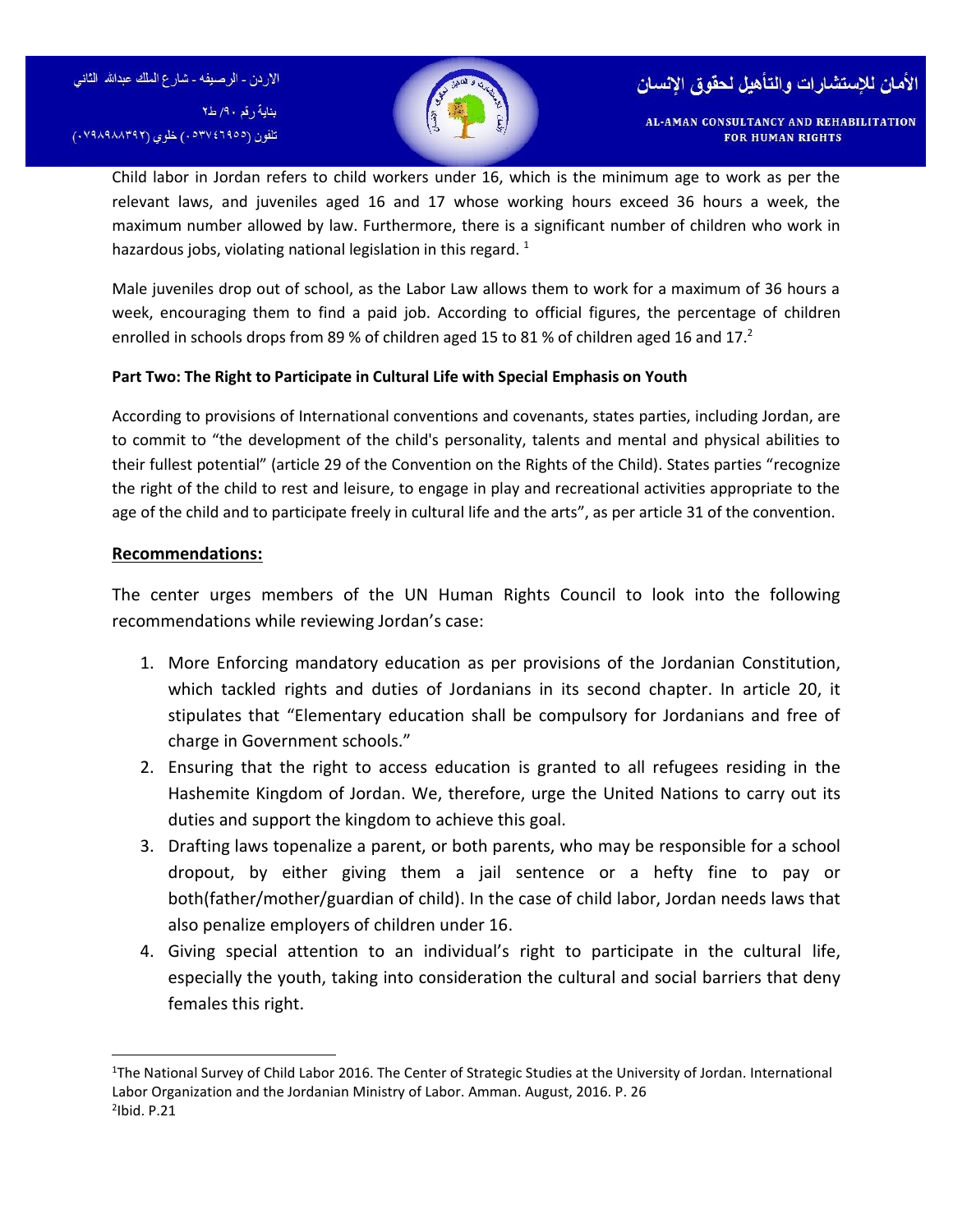Child labor in Jordan refers to child workers under 16, which is the minimum age to work as per the relevant laws, and juveniles aged 16 and 17 whose working hours exceed 36 hours a week, the maximum number allowed by law. Furthermore, there is a significant number of children who work in hazardous jobs, violating national legislation in this regard. [1]

Male juveniles drop out of school, as the Labor Law allows them to work for a maximum of 36 hours a week, encouraging them to find a paid job. According to official figures, the percentage of children enrolled in schools drops from 89 % of children aged 15 to 81 % of children aged 16 and 17.[2]

**Part Two: The Right to Participate in Cultural Life with Special Emphasis on Youth**

According to provisions of International conventions and covenants, states parties, including Jordan, are to commit to "the development of the child's personality, talents and mental and physical abilities to their fullest potential" (article 29 of the Convention on the Rights of the Child). States parties "recognize the right of the child to rest and leisure, to engage in play and recreational activities appropriate to the age of the child and to participate freely in cultural life and the arts", as per article 31 of the convention.

**Recommendations:**

The center urges members of the UN Human Rights Council to look into the following recommendations while reviewing Jordan's case:

1. More Enforcing mandatory education as per provisions of the Jordanian Constitution, which tackled rights and duties of Jordanians in its second chapter. In article 20, it stipulates that "Elementary education shall be compulsory for Jordanians and free of charge in Government schools."
2. Ensuring that the right to access education is granted to all refugees residing in the Hashemite Kingdom of Jordan. We, therefore, urge the United Nations to carry out its duties and support the kingdom to achieve this goal.
3. Drafting laws topenalize a parent, or both parents, who may be responsible for a school dropout, by either giving them a jail sentence or a hefty fine to pay or both(father/mother/guardian of child). In the case of child labor, Jordan needs laws that also penalize employers of children under 16.
4. Giving special attention to an individual's right to participate in the cultural life, especially the youth, taking into consideration the cultural and social barriers that deny females this right.

---

[1] The National Survey of Child Labor 2016. The Center of Strategic Studies at the University of Jordan. International Labor Organization and the Jordanian Ministry of Labor. Amman. August, 2016. P. 26

[2] Ibid. P.21